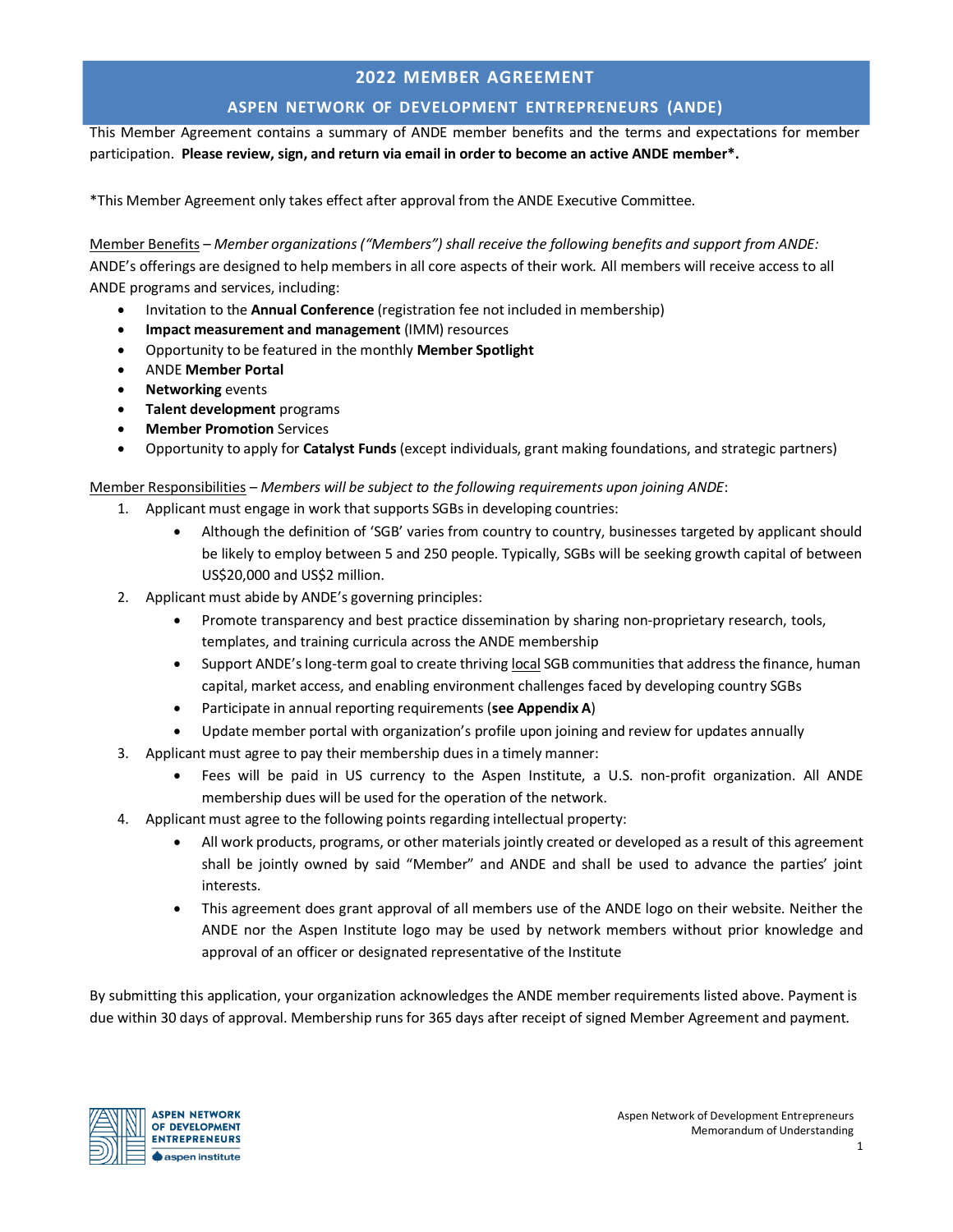# 2022 MEMBER AGREEMENT

## ASPEN NETWORK OF DEVELOPMENT ENTREPRENEURS (ANDE)

This Member Agreement contains a summary of ANDE member benefits and the terms and expectations for member participation. **Please review, sign, and return via email in order to become an active ANDE member*.**

*This Member Agreement only takes effect after approval from the ANDE Executive Committee.

<u>Member Benefits</u> – *Member organizations ("Members") shall receive the following benefits and support from ANDE:*
ANDE's offerings are designed to help members in all core aspects of their work. All members will receive access to all ANDE programs and services, including:

- Invitation to the **Annual Conference** (registration fee not included in membership)
- **Impact measurement and management** (IMM) resources
- Opportunity to be featured in the monthly **Member Spotlight**
- ANDE **Member Portal**
- **Networking** events
- **Talent development** programs
- **Member Promotion** Services
- Opportunity to apply for **Catalyst Funds** (except individuals, grant making foundations, and strategic partners)

<u>Member Responsibilities</u> – *Members will be subject to the following requirements upon joining ANDE*:

1. Applicant must engage in work that supports SGBs in developing countries:
   - Although the definition of 'SGB' varies from country to country, businesses targeted by applicant should be likely to employ between 5 and 250 people. Typically, SGBs will be seeking growth capital of between US$20,000 and US$2 million.
2. Applicant must abide by ANDE's governing principles:
   - Promote transparency and best practice dissemination by sharing non-proprietary research, tools, templates, and training curricula across the ANDE membership
   - Support ANDE's long-term goal to create thriving <u>local</u> SGB communities that address the finance, human capital, market access, and enabling environment challenges faced by developing country SGBs
   - Participate in annual reporting requirements (**see Appendix A**)
   - Update member portal with organization's profile upon joining and review for updates annually
3. Applicant must agree to pay their membership dues in a timely manner:
   - Fees will be paid in US currency to the Aspen Institute, a U.S. non-profit organization. All ANDE membership dues will be used for the operation of the network.
4. Applicant must agree to the following points regarding intellectual property:
   - All work products, programs, or other materials jointly created or developed as a result of this agreement shall be jointly owned by said "Member" and ANDE and shall be used to advance the parties' joint interests.
   - This agreement does grant approval of all members use of the ANDE logo on their website. Neither the ANDE nor the Aspen Institute logo may be used by network members without prior knowledge and approval of an officer or designated representative of the Institute

By submitting this application, your organization acknowledges the ANDE member requirements listed above. Payment is due within 30 days of approval. Membership runs for 365 days after receipt of signed Member Agreement and payment.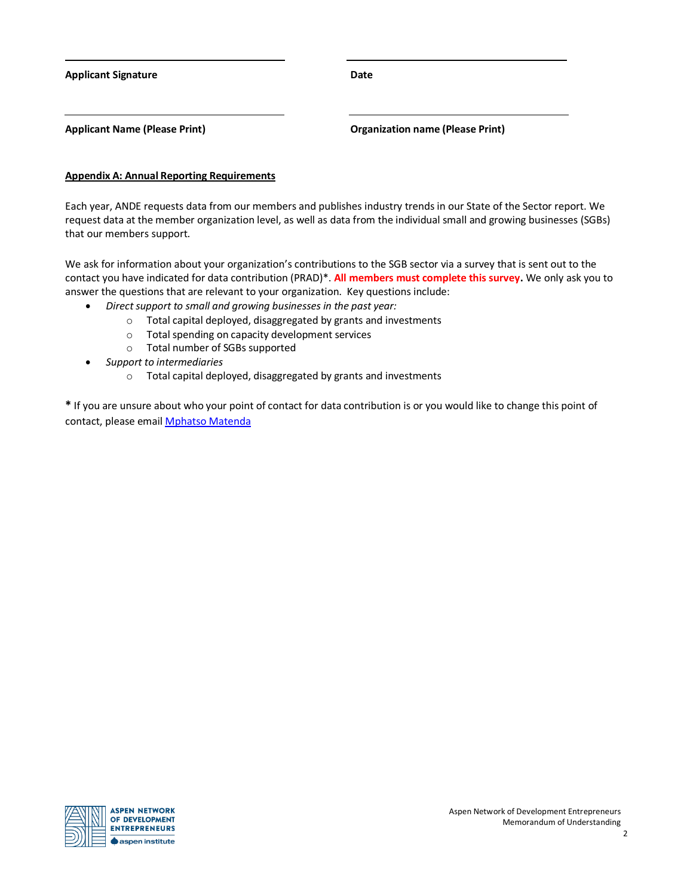**Applicant Signature** | **Date**

**Applicant Name (Please Print)** | **Organization name (Please Print)**

**Appendix A: Annual Reporting Requirements**

Each year, ANDE requests data from our members and publishes industry trends in our State of the Sector report. We request data at the member organization level, as well as data from the individual small and growing businesses (SGBs) that our members support.

We ask for information about your organization's contributions to the SGB sector via a survey that is sent out to the contact you have indicated for data contribution (PRAD)*. **All members must complete this survey.** We only ask you to answer the questions that are relevant to your organization. Key questions include:

- *Direct support to small and growing businesses in the past year:*
  - Total capital deployed, disaggregated by grants and investments
  - Total spending on capacity development services
  - Total number of SGBs supported
- *Support to intermediaries*
  - Total capital deployed, disaggregated by grants and investments

**\*** If you are unsure about who your point of contact for data contribution is or you would like to change this point of contact, please email Mphatso Matenda